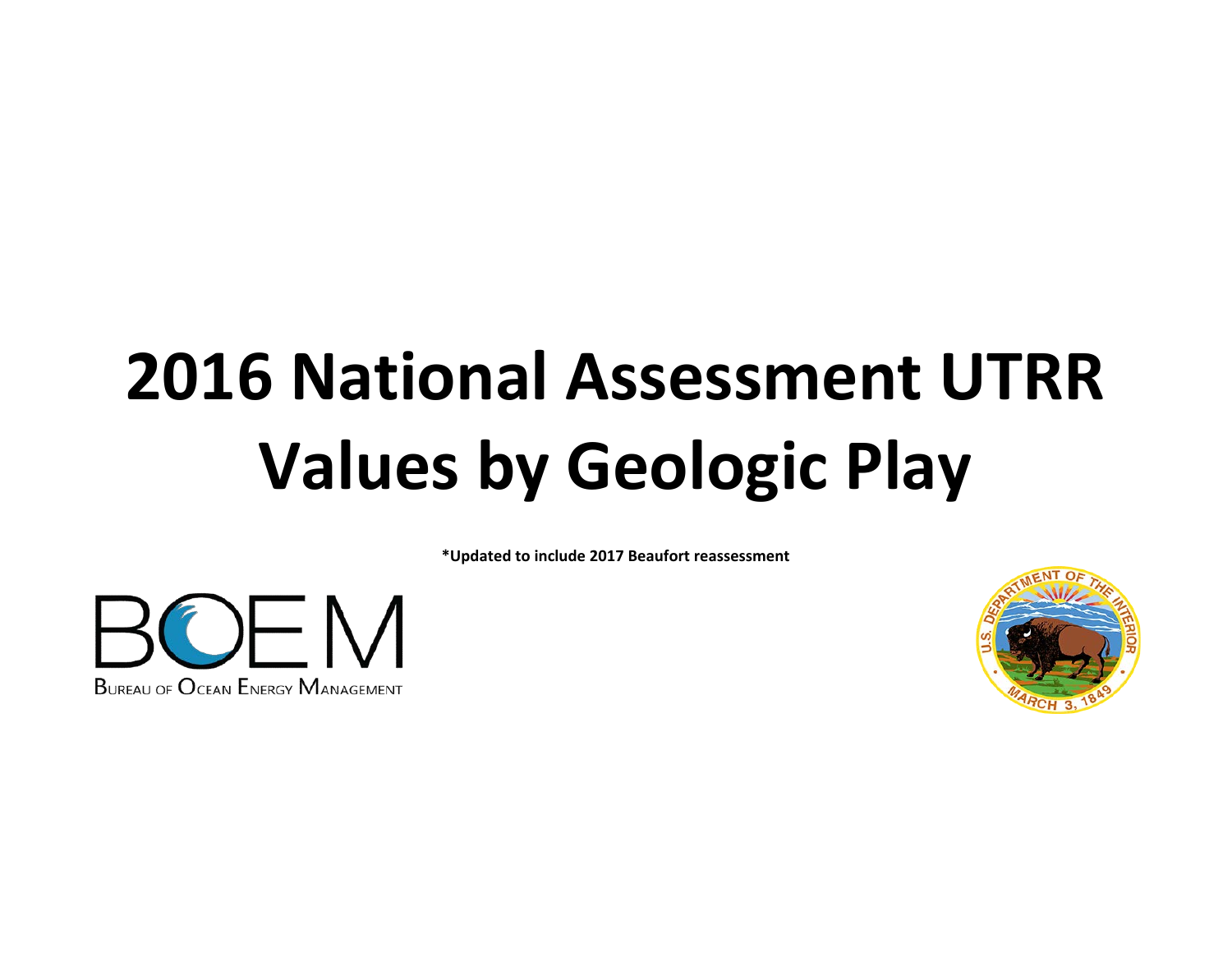# 2016 National Assessment UTRR Values by Geologic Play

**\*Updated to include 2017 Beaufort reassessment**

BOEM

Bureau of Ocean Energy Management

U.S. Department of the Interior

March 3, 1849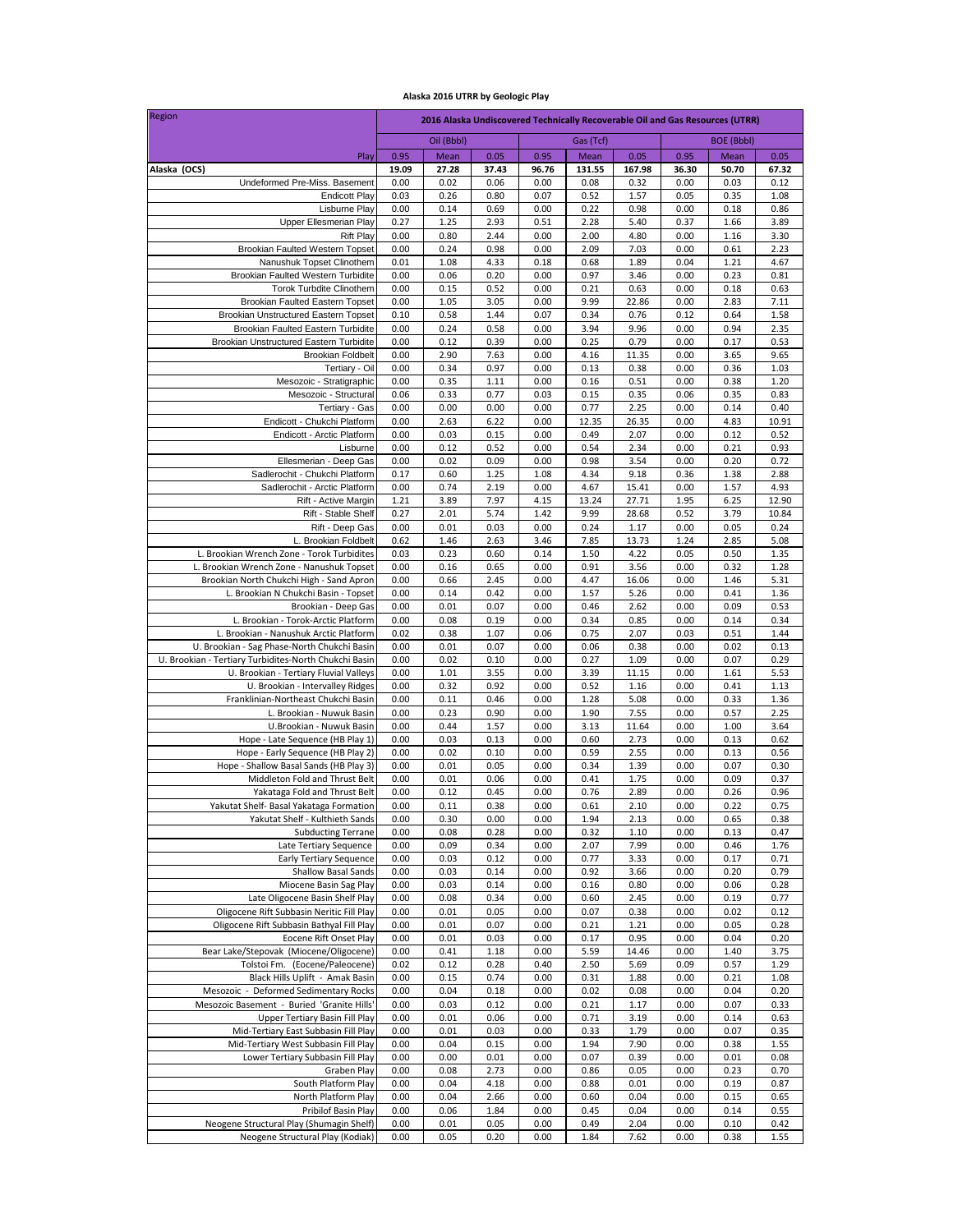**Alaska 2016 UTRR by Geologic Play**

| Region | 2016 Alaska Undiscovered Technically Recoverable Oil and Gas Resources (UTRR) | | | | | | | | |
|---|---|---|---|---|---|---|---|---|---|
| | Oil (Bbbl) | | | Gas (Tcf) | | | BOE (Bbbl) | | |
| Play | 0.95 | Mean | 0.05 | 0.95 | Mean | 0.05 | 0.95 | Mean | 0.05 |
| **Alaska (OCS)** | **19.09** | **27.28** | **37.43** | **96.76** | **131.55** | **167.98** | **36.30** | **50.70** | **67.32** |
| Undeformed Pre-Miss. Basement | 0.00 | 0.02 | 0.06 | 0.00 | 0.08 | 0.32 | 0.00 | 0.03 | 0.12 |
| Endicott Play | 0.03 | 0.26 | 0.80 | 0.07 | 0.52 | 1.57 | 0.05 | 0.35 | 1.08 |
| Lisburne Play | 0.00 | 0.14 | 0.69 | 0.00 | 0.22 | 0.98 | 0.00 | 0.18 | 0.86 |
| Upper Ellesmerian Play | 0.27 | 1.25 | 2.93 | 0.51 | 2.28 | 5.40 | 0.37 | 1.66 | 3.89 |
| Rift Play | 0.00 | 0.80 | 2.44 | 0.00 | 2.00 | 4.80 | 0.00 | 1.16 | 3.30 |
| Brookian Faulted Western Topset | 0.00 | 0.24 | 0.98 | 0.00 | 2.09 | 7.03 | 0.00 | 0.61 | 2.23 |
| Nanushuk Topset Clinothem | 0.01 | 1.08 | 4.33 | 0.18 | 0.68 | 1.89 | 0.04 | 1.21 | 4.67 |
| Brookian Faulted Western Turbidite | 0.00 | 0.06 | 0.20 | 0.00 | 0.97 | 3.46 | 0.00 | 0.23 | 0.81 |
| Torok Turbidite Clinothem | 0.00 | 0.15 | 0.52 | 0.00 | 0.21 | 0.63 | 0.00 | 0.18 | 0.63 |
| Brookian Faulted Eastern Topset | 0.00 | 1.05 | 3.05 | 0.00 | 9.99 | 22.86 | 0.00 | 2.83 | 7.11 |
| Brookian Unstructured Eastern Topset | 0.10 | 0.58 | 1.44 | 0.07 | 0.34 | 0.76 | 0.12 | 0.64 | 1.58 |
| Brookian Faulted Eastern Turbidite | 0.00 | 0.24 | 0.58 | 0.00 | 3.94 | 9.96 | 0.00 | 0.94 | 2.35 |
| Brookian Unstructured Eastern Turbidite | 0.00 | 0.12 | 0.39 | 0.00 | 0.25 | 0.79 | 0.00 | 0.17 | 0.53 |
| Brookian Foldbelt | 0.00 | 2.90 | 7.63 | 0.00 | 4.16 | 11.35 | 0.00 | 3.65 | 9.65 |
| Tertiary - Oil | 0.00 | 0.34 | 0.97 | 0.00 | 0.13 | 0.38 | 0.00 | 0.36 | 1.03 |
| Mesozoic - Stratigraphic | 0.00 | 0.35 | 1.11 | 0.00 | 0.16 | 0.51 | 0.00 | 0.38 | 1.20 |
| Mesozoic - Structural | 0.06 | 0.33 | 0.77 | 0.03 | 0.15 | 0.35 | 0.06 | 0.35 | 0.83 |
| Tertiary - Gas | 0.00 | 0.00 | 0.00 | 0.00 | 0.77 | 2.25 | 0.00 | 0.14 | 0.40 |
| Endicott - Chukchi Platform | 0.00 | 2.63 | 6.22 | 0.00 | 12.35 | 26.35 | 0.00 | 4.83 | 10.91 |
| Endicott - Arctic Platform | 0.00 | 0.03 | 0.15 | 0.00 | 0.49 | 2.07 | 0.00 | 0.12 | 0.52 |
| Lisburne | 0.00 | 0.12 | 0.52 | 0.00 | 0.54 | 2.34 | 0.00 | 0.21 | 0.93 |
| Ellesmerian - Deep Gas | 0.00 | 0.02 | 0.09 | 0.00 | 0.98 | 3.54 | 0.00 | 0.20 | 0.72 |
| Sadlerochit - Chukchi Platform | 0.17 | 0.60 | 1.25 | 1.08 | 4.34 | 9.18 | 0.36 | 1.38 | 2.88 |
| Sadlerochit - Arctic Platform | 0.00 | 0.74 | 2.19 | 0.00 | 4.67 | 15.41 | 0.00 | 1.57 | 4.93 |
| Rift - Active Margin | 1.21 | 3.89 | 7.97 | 4.15 | 13.24 | 27.71 | 1.95 | 6.25 | 12.90 |
| Rift - Stable Shelf | 0.27 | 2.01 | 5.74 | 1.42 | 9.99 | 28.68 | 0.52 | 3.79 | 10.84 |
| Rift - Deep Gas | 0.00 | 0.01 | 0.03 | 0.00 | 0.24 | 1.17 | 0.00 | 0.05 | 0.24 |
| L. Brookian Foldbelt | 0.62 | 1.46 | 2.63 | 3.46 | 7.85 | 13.73 | 1.24 | 2.85 | 5.08 |
| L. Brookian Wrench Zone - Torok Turbidites | 0.03 | 0.23 | 0.60 | 0.14 | 1.50 | 4.22 | 0.05 | 0.50 | 1.35 |
| L. Brookian Wrench Zone - Nanushuk Topset | 0.00 | 0.16 | 0.65 | 0.00 | 0.91 | 3.56 | 0.00 | 0.32 | 1.28 |
| Brookian North Chukchi High - Sand Apron | 0.00 | 0.66 | 2.45 | 0.00 | 4.47 | 16.06 | 0.00 | 1.46 | 5.31 |
| L. Brookian N Chukchi Basin - Topset | 0.00 | 0.14 | 0.42 | 0.00 | 1.57 | 5.26 | 0.00 | 0.41 | 1.36 |
| Brookian - Deep Gas | 0.00 | 0.01 | 0.07 | 0.00 | 0.46 | 2.62 | 0.00 | 0.09 | 0.53 |
| L. Brookian - Torok-Arctic Platform | 0.00 | 0.08 | 0.19 | 0.00 | 0.34 | 0.85 | 0.00 | 0.14 | 0.34 |
| L. Brookian - Nanushuk Arctic Platform | 0.02 | 0.38 | 1.07 | 0.06 | 0.75 | 2.07 | 0.03 | 0.51 | 1.44 |
| U. Brookian - Sag Phase-North Chukchi Basin | 0.00 | 0.01 | 0.07 | 0.00 | 0.06 | 0.38 | 0.00 | 0.02 | 0.13 |
| U. Brookian - Tertiary Turbidites-North Chukchi Basin | 0.00 | 0.02 | 0.10 | 0.00 | 0.27 | 1.09 | 0.00 | 0.07 | 0.29 |
| U. Brookian - Tertiary Fluvial Valleys | 0.00 | 1.01 | 3.55 | 0.00 | 3.39 | 11.15 | 0.00 | 1.61 | 5.53 |
| U. Brookian - Intervalley Ridges | 0.00 | 0.32 | 0.92 | 0.00 | 0.52 | 1.16 | 0.00 | 0.41 | 1.13 |
| Franklinian-Northeast Chukchi Basin | 0.00 | 0.11 | 0.46 | 0.00 | 1.28 | 5.08 | 0.00 | 0.33 | 1.36 |
| L. Brookian - Nuwuk Basin | 0.00 | 0.23 | 0.90 | 0.00 | 1.90 | 7.55 | 0.00 | 0.57 | 2.25 |
| U.Brookian - Nuwuk Basin | 0.00 | 0.44 | 1.57 | 0.00 | 3.13 | 11.64 | 0.00 | 1.00 | 3.64 |
| Hope - Late Sequence (HB Play 1) | 0.00 | 0.03 | 0.13 | 0.00 | 0.60 | 2.73 | 0.00 | 0.13 | 0.62 |
| Hope - Early Sequence (HB Play 2) | 0.00 | 0.02 | 0.10 | 0.00 | 0.59 | 2.55 | 0.00 | 0.13 | 0.56 |
| Hope - Shallow Basal Sands (HB Play 3) | 0.00 | 0.01 | 0.05 | 0.00 | 0.34 | 1.39 | 0.00 | 0.07 | 0.30 |
| Middleton Fold and Thrust Belt | 0.00 | 0.01 | 0.06 | 0.00 | 0.41 | 1.75 | 0.00 | 0.09 | 0.37 |
| Yakataga Fold and Thrust Belt | 0.00 | 0.12 | 0.45 | 0.00 | 0.76 | 2.89 | 0.00 | 0.26 | 0.96 |
| Yakutat Shelf- Basal Yakataga Formation | 0.00 | 0.11 | 0.38 | 0.00 | 0.61 | 2.10 | 0.00 | 0.22 | 0.75 |
| Yakutat Shelf - Kulthieth Sands | 0.00 | 0.30 | 0.00 | 0.00 | 1.94 | 2.13 | 0.00 | 0.65 | 0.38 |
| Subducting Terrane | 0.00 | 0.08 | 0.28 | 0.00 | 0.32 | 1.10 | 0.00 | 0.13 | 0.47 |
| Late Tertiary Sequence | 0.00 | 0.09 | 0.34 | 0.00 | 2.07 | 7.99 | 0.00 | 0.46 | 1.76 |
| Early Tertiary Sequence | 0.00 | 0.03 | 0.12 | 0.00 | 0.77 | 3.33 | 0.00 | 0.17 | 0.71 |
| Shallow Basal Sands | 0.00 | 0.03 | 0.14 | 0.00 | 0.92 | 3.66 | 0.00 | 0.20 | 0.79 |
| Miocene Basin Sag Play | 0.00 | 0.03 | 0.14 | 0.00 | 0.16 | 0.80 | 0.00 | 0.06 | 0.28 |
| Late Oligocene Basin Shelf Play | 0.00 | 0.08 | 0.34 | 0.00 | 0.60 | 2.45 | 0.00 | 0.19 | 0.77 |
| Oligocene Rift Subbasin Neritic Fill Play | 0.00 | 0.01 | 0.05 | 0.00 | 0.07 | 0.38 | 0.00 | 0.02 | 0.12 |
| Oligocene Rift Subbasin Bathyal Fill Play | 0.00 | 0.01 | 0.07 | 0.00 | 0.21 | 1.21 | 0.00 | 0.05 | 0.28 |
| Eocene Rift Onset Play | 0.00 | 0.01 | 0.03 | 0.00 | 0.17 | 0.95 | 0.00 | 0.04 | 0.20 |
| Bear Lake/Stepovak (Miocene/Oligocene) | 0.00 | 0.41 | 1.18 | 0.00 | 5.59 | 14.46 | 0.00 | 1.40 | 3.75 |
| Tolstoi Fm. (Eocene/Paleocene) | 0.02 | 0.12 | 0.28 | 0.40 | 2.50 | 5.69 | 0.09 | 0.57 | 1.29 |
| Black Hills Uplift - Amak Basin | 0.00 | 0.15 | 0.74 | 0.00 | 0.31 | 1.88 | 0.00 | 0.21 | 1.08 |
| Mesozoic - Deformed Sedimentary Rocks | 0.00 | 0.04 | 0.18 | 0.00 | 0.02 | 0.08 | 0.00 | 0.04 | 0.20 |
| Mesozoic Basement - Buried 'Granite Hills' | 0.00 | 0.03 | 0.12 | 0.00 | 0.21 | 1.17 | 0.00 | 0.07 | 0.33 |
| Upper Tertiary Basin Fill Play | 0.00 | 0.01 | 0.06 | 0.00 | 0.71 | 3.19 | 0.00 | 0.14 | 0.63 |
| Mid-Tertiary East Subbasin Fill Play | 0.00 | 0.01 | 0.03 | 0.00 | 0.33 | 1.79 | 0.00 | 0.07 | 0.35 |
| Mid-Tertiary West Subbasin Fill Play | 0.00 | 0.04 | 0.15 | 0.00 | 1.94 | 7.90 | 0.00 | 0.38 | 1.55 |
| Lower Tertiary Subbasin Fill Play | 0.00 | 0.00 | 0.01 | 0.00 | 0.07 | 0.39 | 0.00 | 0.01 | 0.08 |
| Graben Play | 0.00 | 0.08 | 2.73 | 0.00 | 0.86 | 0.05 | 0.00 | 0.23 | 0.70 |
| South Platform Play | 0.00 | 0.04 | 4.18 | 0.00 | 0.88 | 0.01 | 0.00 | 0.19 | 0.87 |
| North Platform Play | 0.00 | 0.04 | 2.66 | 0.00 | 0.60 | 0.04 | 0.00 | 0.15 | 0.65 |
| Pribilof Basin Play | 0.00 | 0.06 | 1.84 | 0.00 | 0.45 | 0.04 | 0.00 | 0.14 | 0.55 |
| Neogene Structural Play (Shumagin Shelf) | 0.00 | 0.01 | 0.05 | 0.00 | 0.49 | 2.04 | 0.00 | 0.10 | 0.42 |
| Neogene Structural Play (Kodiak) | 0.00 | 0.05 | 0.20 | 0.00 | 1.84 | 7.62 | 0.00 | 0.38 | 1.55 |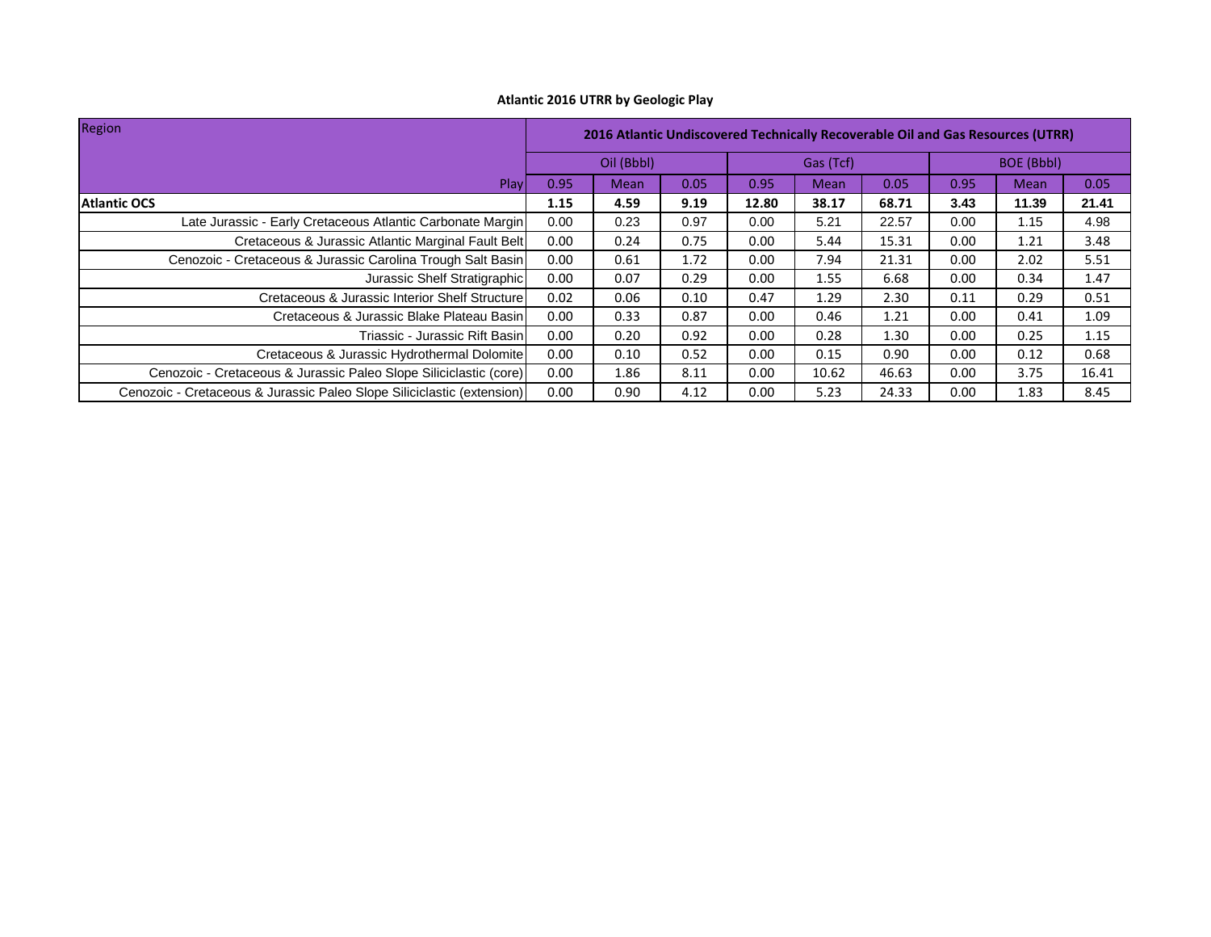**Atlantic 2016 UTRR by Geologic Play**

| Region | 2016 Atlantic Undiscovered Technically Recoverable Oil and Gas Resources (UTRR) | | | | | | | | |
|---|---|---|---|---|---|---|---|---|---|
| | Oil (Bbbl) | | | Gas (Tcf) | | | BOE (Bbbl) | | |
| Play | 0.95 | Mean | 0.05 | 0.95 | Mean | 0.05 | 0.95 | Mean | 0.05 |
| **Atlantic OCS** | **1.15** | **4.59** | **9.19** | **12.80** | **38.17** | **68.71** | **3.43** | **11.39** | **21.41** |
| Late Jurassic - Early Cretaceous Atlantic Carbonate Margin | 0.00 | 0.23 | 0.97 | 0.00 | 5.21 | 22.57 | 0.00 | 1.15 | 4.98 |
| Cretaceous & Jurassic Atlantic Marginal Fault Belt | 0.00 | 0.24 | 0.75 | 0.00 | 5.44 | 15.31 | 0.00 | 1.21 | 3.48 |
| Cenozoic - Cretaceous & Jurassic Carolina Trough Salt Basin | 0.00 | 0.61 | 1.72 | 0.00 | 7.94 | 21.31 | 0.00 | 2.02 | 5.51 |
| Jurassic Shelf Stratigraphic | 0.00 | 0.07 | 0.29 | 0.00 | 1.55 | 6.68 | 0.00 | 0.34 | 1.47 |
| Cretaceous & Jurassic Interior Shelf Structure | 0.02 | 0.06 | 0.10 | 0.47 | 1.29 | 2.30 | 0.11 | 0.29 | 0.51 |
| Cretaceous & Jurassic Blake Plateau Basin | 0.00 | 0.33 | 0.87 | 0.00 | 0.46 | 1.21 | 0.00 | 0.41 | 1.09 |
| Triassic - Jurassic Rift Basin | 0.00 | 0.20 | 0.92 | 0.00 | 0.28 | 1.30 | 0.00 | 0.25 | 1.15 |
| Cretaceous & Jurassic Hydrothermal Dolomite | 0.00 | 0.10 | 0.52 | 0.00 | 0.15 | 0.90 | 0.00 | 0.12 | 0.68 |
| Cenozoic - Cretaceous & Jurassic Paleo Slope Siliciclastic (core) | 0.00 | 1.86 | 8.11 | 0.00 | 10.62 | 46.63 | 0.00 | 3.75 | 16.41 |
| Cenozoic - Cretaceous & Jurassic Paleo Slope Siliciclastic (extension) | 0.00 | 0.90 | 4.12 | 0.00 | 5.23 | 24.33 | 0.00 | 1.83 | 8.45 |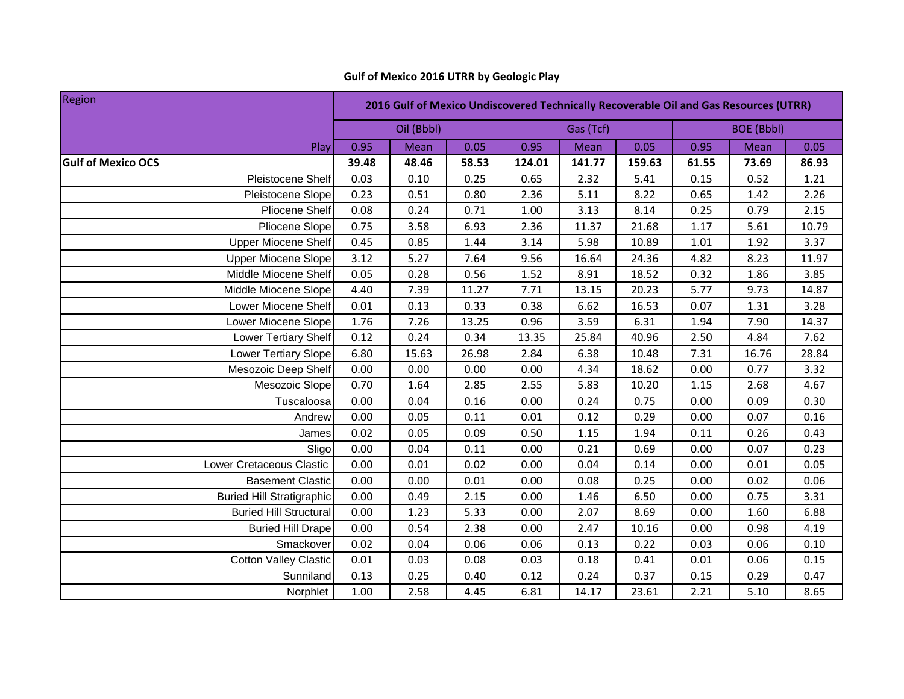## Gulf of Mexico 2016 UTRR by Geologic Play

| Region | 2016 Gulf of Mexico Undiscovered Technically Recoverable Oil and Gas Resources (UTRR) | | | | | | | | |
|---|---|---|---|---|---|---|---|---|---|
| | Oil (Bbbl) | | | Gas (Tcf) | | | BOE (Bbbl) | | |
| Play | 0.95 | Mean | 0.05 | 0.95 | Mean | 0.05 | 0.95 | Mean | 0.05 |
| **Gulf of Mexico OCS** | **39.48** | **48.46** | **58.53** | **124.01** | **141.77** | **159.63** | **61.55** | **73.69** | **86.93** |
| Pleistocene Shelf | 0.03 | 0.10 | 0.25 | 0.65 | 2.32 | 5.41 | 0.15 | 0.52 | 1.21 |
| Pleistocene Slope | 0.23 | 0.51 | 0.80 | 2.36 | 5.11 | 8.22 | 0.65 | 1.42 | 2.26 |
| Pliocene Shelf | 0.08 | 0.24 | 0.71 | 1.00 | 3.13 | 8.14 | 0.25 | 0.79 | 2.15 |
| Pliocene Slope | 0.75 | 3.58 | 6.93 | 2.36 | 11.37 | 21.68 | 1.17 | 5.61 | 10.79 |
| Upper Miocene Shelf | 0.45 | 0.85 | 1.44 | 3.14 | 5.98 | 10.89 | 1.01 | 1.92 | 3.37 |
| Upper Miocene Slope | 3.12 | 5.27 | 7.64 | 9.56 | 16.64 | 24.36 | 4.82 | 8.23 | 11.97 |
| Middle Miocene Shelf | 0.05 | 0.28 | 0.56 | 1.52 | 8.91 | 18.52 | 0.32 | 1.86 | 3.85 |
| Middle Miocene Slope | 4.40 | 7.39 | 11.27 | 7.71 | 13.15 | 20.23 | 5.77 | 9.73 | 14.87 |
| Lower Miocene Shelf | 0.01 | 0.13 | 0.33 | 0.38 | 6.62 | 16.53 | 0.07 | 1.31 | 3.28 |
| Lower Miocene Slope | 1.76 | 7.26 | 13.25 | 0.96 | 3.59 | 6.31 | 1.94 | 7.90 | 14.37 |
| Lower Tertiary Shelf | 0.12 | 0.24 | 0.34 | 13.35 | 25.84 | 40.96 | 2.50 | 4.84 | 7.62 |
| Lower Tertiary Slope | 6.80 | 15.63 | 26.98 | 2.84 | 6.38 | 10.48 | 7.31 | 16.76 | 28.84 |
| Mesozoic Deep Shelf | 0.00 | 0.00 | 0.00 | 0.00 | 4.34 | 18.62 | 0.00 | 0.77 | 3.32 |
| Mesozoic Slope | 0.70 | 1.64 | 2.85 | 2.55 | 5.83 | 10.20 | 1.15 | 2.68 | 4.67 |
| Tuscaloosa | 0.00 | 0.04 | 0.16 | 0.00 | 0.24 | 0.75 | 0.00 | 0.09 | 0.30 |
| Andrew | 0.00 | 0.05 | 0.11 | 0.01 | 0.12 | 0.29 | 0.00 | 0.07 | 0.16 |
| James | 0.02 | 0.05 | 0.09 | 0.50 | 1.15 | 1.94 | 0.11 | 0.26 | 0.43 |
| Sligo | 0.00 | 0.04 | 0.11 | 0.00 | 0.21 | 0.69 | 0.00 | 0.07 | 0.23 |
| Lower Cretaceous Clastic | 0.00 | 0.01 | 0.02 | 0.00 | 0.04 | 0.14 | 0.00 | 0.01 | 0.05 |
| Basement Clastic | 0.00 | 0.00 | 0.01 | 0.00 | 0.08 | 0.25 | 0.00 | 0.02 | 0.06 |
| Buried Hill Stratigraphic | 0.00 | 0.49 | 2.15 | 0.00 | 1.46 | 6.50 | 0.00 | 0.75 | 3.31 |
| Buried Hill Structural | 0.00 | 1.23 | 5.33 | 0.00 | 2.07 | 8.69 | 0.00 | 1.60 | 6.88 |
| Buried Hill Drape | 0.00 | 0.54 | 2.38 | 0.00 | 2.47 | 10.16 | 0.00 | 0.98 | 4.19 |
| Smackover | 0.02 | 0.04 | 0.06 | 0.06 | 0.13 | 0.22 | 0.03 | 0.06 | 0.10 |
| Cotton Valley Clastic | 0.01 | 0.03 | 0.08 | 0.03 | 0.18 | 0.41 | 0.01 | 0.06 | 0.15 |
| Sunniland | 0.13 | 0.25 | 0.40 | 0.12 | 0.24 | 0.37 | 0.15 | 0.29 | 0.47 |
| Norphlet | 1.00 | 2.58 | 4.45 | 6.81 | 14.17 | 23.61 | 2.21 | 5.10 | 8.65 |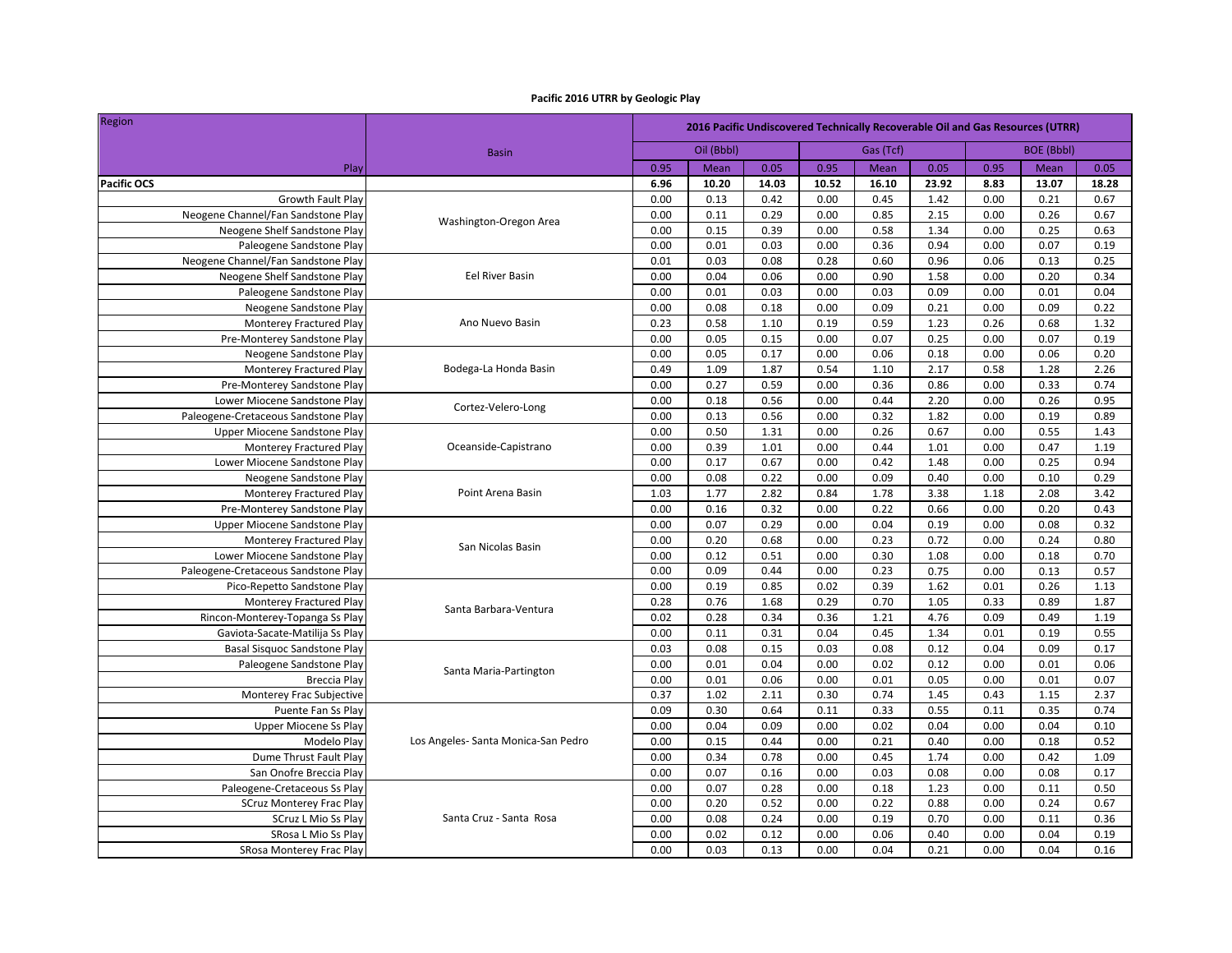**Pacific 2016 UTRR by Geologic Play**

| Region / Play | Basin | 2016 Pacific Undiscovered Technically Recoverable Oil and Gas Resources (UTRR) | | | | | | | | |
|---|---|---|---|---|---|---|---|---|---|---|
| | | Oil (Bbbl) | | | Gas (Tcf) | | | BOE (Bbbl) | | |
| | | 0.95 | Mean | 0.05 | 0.95 | Mean | 0.05 | 0.95 | Mean | 0.05 |
| **Pacific OCS** | | **6.96** | **10.20** | **14.03** | **10.52** | **16.10** | **23.92** | **8.83** | **13.07** | **18.28** |
| Growth Fault Play | Washington-Oregon Area | 0.00 | 0.13 | 0.42 | 0.00 | 0.45 | 1.42 | 0.00 | 0.21 | 0.67 |
| Neogene Channel/Fan Sandstone Play | Washington-Oregon Area | 0.00 | 0.11 | 0.29 | 0.00 | 0.85 | 2.15 | 0.00 | 0.26 | 0.67 |
| Neogene Shelf Sandstone Play | Washington-Oregon Area | 0.00 | 0.15 | 0.39 | 0.00 | 0.58 | 1.34 | 0.00 | 0.25 | 0.63 |
| Paleogene Sandstone Play | Washington-Oregon Area | 0.00 | 0.01 | 0.03 | 0.00 | 0.36 | 0.94 | 0.00 | 0.07 | 0.19 |
| Neogene Channel/Fan Sandstone Play | Eel River Basin | 0.01 | 0.03 | 0.08 | 0.28 | 0.60 | 0.96 | 0.06 | 0.13 | 0.25 |
| Neogene Shelf Sandstone Play | Eel River Basin | 0.00 | 0.04 | 0.06 | 0.00 | 0.90 | 1.58 | 0.00 | 0.20 | 0.34 |
| Paleogene Sandstone Play | Eel River Basin | 0.00 | 0.01 | 0.03 | 0.00 | 0.03 | 0.09 | 0.00 | 0.01 | 0.04 |
| Neogene Sandstone Play | Ano Nuevo Basin | 0.00 | 0.08 | 0.18 | 0.00 | 0.09 | 0.21 | 0.00 | 0.09 | 0.22 |
| Monterey Fractured Play | Ano Nuevo Basin | 0.23 | 0.58 | 1.10 | 0.19 | 0.59 | 1.23 | 0.26 | 0.68 | 1.32 |
| Pre-Monterey Sandstone Play | Ano Nuevo Basin | 0.00 | 0.05 | 0.15 | 0.00 | 0.07 | 0.25 | 0.00 | 0.07 | 0.19 |
| Neogene Sandstone Play | Bodega-La Honda Basin | 0.00 | 0.05 | 0.17 | 0.00 | 0.06 | 0.18 | 0.00 | 0.06 | 0.20 |
| Monterey Fractured Play | Bodega-La Honda Basin | 0.49 | 1.09 | 1.87 | 0.54 | 1.10 | 2.17 | 0.58 | 1.28 | 2.26 |
| Pre-Monterey Sandstone Play | Bodega-La Honda Basin | 0.00 | 0.27 | 0.59 | 0.00 | 0.36 | 0.86 | 0.00 | 0.33 | 0.74 |
| Lower Miocene Sandstone Play | Cortez-Velero-Long | 0.00 | 0.18 | 0.56 | 0.00 | 0.44 | 2.20 | 0.00 | 0.26 | 0.95 |
| Paleogene-Cretaceous Sandstone Play | Cortez-Velero-Long | 0.00 | 0.13 | 0.56 | 0.00 | 0.32 | 1.82 | 0.00 | 0.19 | 0.89 |
| Upper Miocene Sandstone Play | Oceanside-Capistrano | 0.00 | 0.50 | 1.31 | 0.00 | 0.26 | 0.67 | 0.00 | 0.55 | 1.43 |
| Monterey Fractured Play | Oceanside-Capistrano | 0.00 | 0.39 | 1.01 | 0.00 | 0.44 | 1.01 | 0.00 | 0.47 | 1.19 |
| Lower Miocene Sandstone Play | Oceanside-Capistrano | 0.00 | 0.17 | 0.67 | 0.00 | 0.42 | 1.48 | 0.00 | 0.25 | 0.94 |
| Neogene Sandstone Play | Point Arena Basin | 0.00 | 0.08 | 0.22 | 0.00 | 0.09 | 0.40 | 0.00 | 0.10 | 0.29 |
| Monterey Fractured Play | Point Arena Basin | 1.03 | 1.77 | 2.82 | 0.84 | 1.78 | 3.38 | 1.18 | 2.08 | 3.42 |
| Pre-Monterey Sandstone Play | Point Arena Basin | 0.00 | 0.16 | 0.32 | 0.00 | 0.22 | 0.66 | 0.00 | 0.20 | 0.43 |
| Upper Miocene Sandstone Play | San Nicolas Basin | 0.00 | 0.07 | 0.29 | 0.00 | 0.04 | 0.19 | 0.00 | 0.08 | 0.32 |
| Monterey Fractured Play | San Nicolas Basin | 0.00 | 0.20 | 0.68 | 0.00 | 0.23 | 0.72 | 0.00 | 0.24 | 0.80 |
| Lower Miocene Sandstone Play | San Nicolas Basin | 0.00 | 0.12 | 0.51 | 0.00 | 0.30 | 1.08 | 0.00 | 0.18 | 0.70 |
| Paleogene-Cretaceous Sandstone Play | San Nicolas Basin | 0.00 | 0.09 | 0.44 | 0.00 | 0.23 | 0.75 | 0.00 | 0.13 | 0.57 |
| Pico-Repetto Sandstone Play | Santa Barbara-Ventura | 0.00 | 0.19 | 0.85 | 0.02 | 0.39 | 1.62 | 0.01 | 0.26 | 1.13 |
| Monterey Fractured Play | Santa Barbara-Ventura | 0.28 | 0.76 | 1.68 | 0.29 | 0.70 | 1.05 | 0.33 | 0.89 | 1.87 |
| Rincon-Monterey-Topanga Ss Play | Santa Barbara-Ventura | 0.02 | 0.28 | 0.34 | 0.36 | 1.21 | 4.76 | 0.09 | 0.49 | 1.19 |
| Gaviota-Sacate-Matilija Ss Play | Santa Barbara-Ventura | 0.00 | 0.11 | 0.31 | 0.04 | 0.45 | 1.34 | 0.01 | 0.19 | 0.55 |
| Basal Sisquoc Sandstone Play | Santa Maria-Partington | 0.03 | 0.08 | 0.15 | 0.03 | 0.08 | 0.12 | 0.04 | 0.09 | 0.17 |
| Paleogene Sandstone Play | Santa Maria-Partington | 0.00 | 0.01 | 0.04 | 0.00 | 0.02 | 0.12 | 0.00 | 0.01 | 0.06 |
| Breccia Play | Santa Maria-Partington | 0.00 | 0.01 | 0.06 | 0.00 | 0.01 | 0.05 | 0.00 | 0.01 | 0.07 |
| Monterey Frac Subjective | Santa Maria-Partington | 0.37 | 1.02 | 2.11 | 0.30 | 0.74 | 1.45 | 0.43 | 1.15 | 2.37 |
| Puente Fan Ss Play | Los Angeles- Santa Monica-San Pedro | 0.09 | 0.30 | 0.64 | 0.11 | 0.33 | 0.55 | 0.11 | 0.35 | 0.74 |
| Upper Miocene Ss Play | Los Angeles- Santa Monica-San Pedro | 0.00 | 0.04 | 0.09 | 0.00 | 0.02 | 0.04 | 0.00 | 0.04 | 0.10 |
| Modelo Play | Los Angeles- Santa Monica-San Pedro | 0.00 | 0.15 | 0.44 | 0.00 | 0.21 | 0.40 | 0.00 | 0.18 | 0.52 |
| Dume Thrust Fault Play | Los Angeles- Santa Monica-San Pedro | 0.00 | 0.34 | 0.78 | 0.00 | 0.45 | 1.74 | 0.00 | 0.42 | 1.09 |
| San Onofre Breccia Play | Los Angeles- Santa Monica-San Pedro | 0.00 | 0.07 | 0.16 | 0.00 | 0.03 | 0.08 | 0.00 | 0.08 | 0.17 |
| Paleogene-Cretaceous Ss Play | Santa Cruz - Santa Rosa | 0.00 | 0.07 | 0.28 | 0.00 | 0.18 | 1.23 | 0.00 | 0.11 | 0.50 |
| SCruz Monterey Frac Play | Santa Cruz - Santa Rosa | 0.00 | 0.20 | 0.52 | 0.00 | 0.22 | 0.88 | 0.00 | 0.24 | 0.67 |
| SCruz L Mio Ss Play | Santa Cruz - Santa Rosa | 0.00 | 0.08 | 0.24 | 0.00 | 0.19 | 0.70 | 0.00 | 0.11 | 0.36 |
| SRosa L Mio Ss Play | Santa Cruz - Santa Rosa | 0.00 | 0.02 | 0.12 | 0.00 | 0.06 | 0.40 | 0.00 | 0.04 | 0.19 |
| SRosa Monterey Frac Play | Santa Cruz - Santa Rosa | 0.00 | 0.03 | 0.13 | 0.00 | 0.04 | 0.21 | 0.00 | 0.04 | 0.16 |